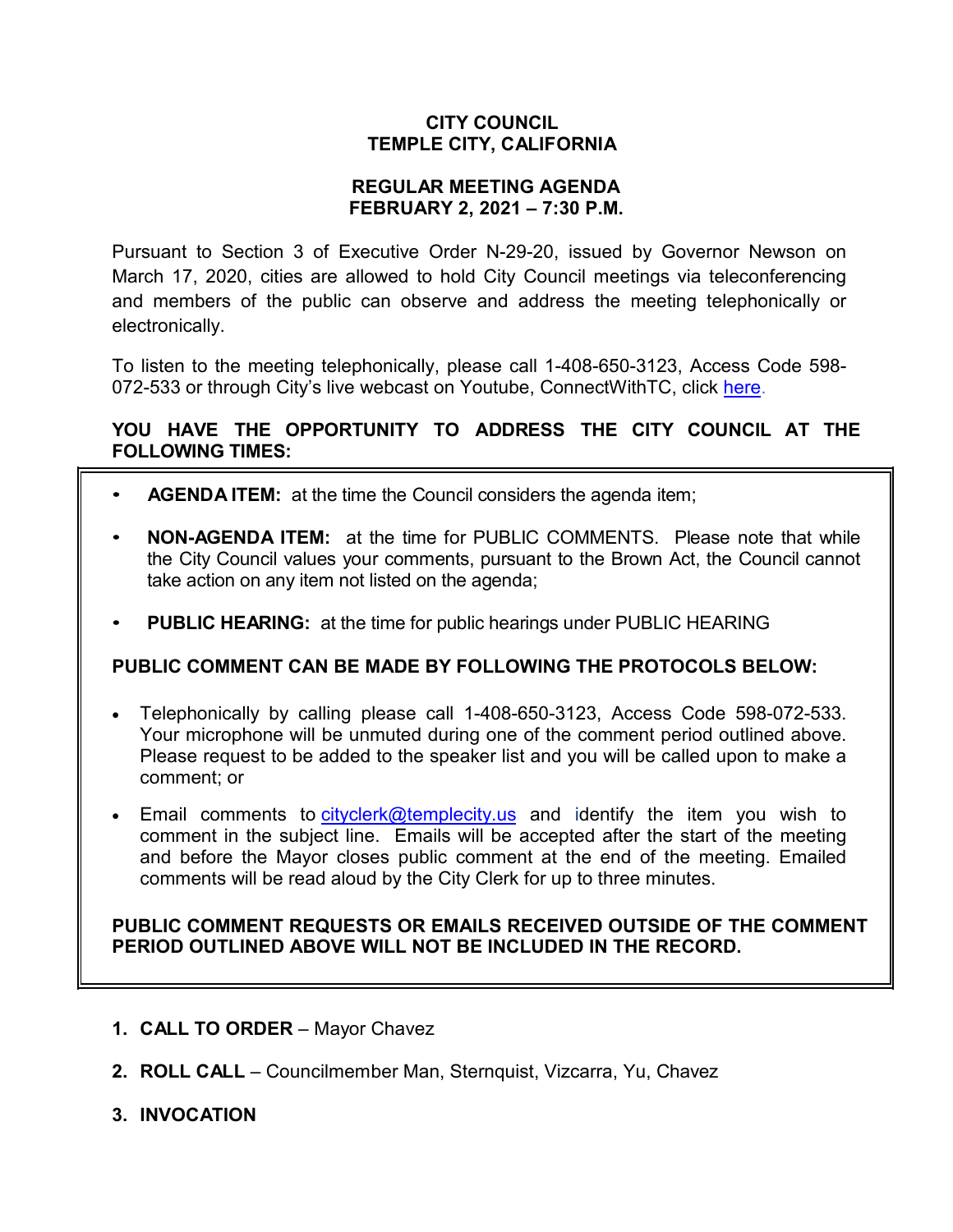**CITY COUNCIL**
**TEMPLE CITY, CALIFORNIA**

**REGULAR MEETING AGENDA**
**FEBRUARY 2, 2021 – 7:30 P.M.**

Pursuant to Section 3 of Executive Order N-29-20, issued by Governor Newson on March 17, 2020, cities are allowed to hold City Council meetings via teleconferencing and members of the public can observe and address the meeting telephonically or electronically.

To listen to the meeting telephonically, please call 1-408-650-3123, Access Code 598-072-533 or through City's live webcast on Youtube, ConnectWithTC, click here.

**YOU HAVE THE OPPORTUNITY TO ADDRESS THE CITY COUNCIL AT THE FOLLOWING TIMES:**

- **AGENDA ITEM:** at the time the Council considers the agenda item;
- **NON-AGENDA ITEM:** at the time for PUBLIC COMMENTS. Please note that while the City Council values your comments, pursuant to the Brown Act, the Council cannot take action on any item not listed on the agenda;
- **PUBLIC HEARING:** at the time for public hearings under PUBLIC HEARING

**PUBLIC COMMENT CAN BE MADE BY FOLLOWING THE PROTOCOLS BELOW:**

- Telephonically by calling please call 1-408-650-3123, Access Code 598-072-533. Your microphone will be unmuted during one of the comment period outlined above. Please request to be added to the speaker list and you will be called upon to make a comment; or
- Email comments to cityclerk@templecity.us and identify the item you wish to comment in the subject line. Emails will be accepted after the start of the meeting and before the Mayor closes public comment at the end of the meeting. Emailed comments will be read aloud by the City Clerk for up to three minutes.

**PUBLIC COMMENT REQUESTS OR EMAILS RECEIVED OUTSIDE OF THE COMMENT PERIOD OUTLINED ABOVE WILL NOT BE INCLUDED IN THE RECORD.**

1. **CALL TO ORDER** – Mayor Chavez
2. **ROLL CALL** – Councilmember Man, Sternquist, Vizcarra, Yu, Chavez
3. **INVOCATION**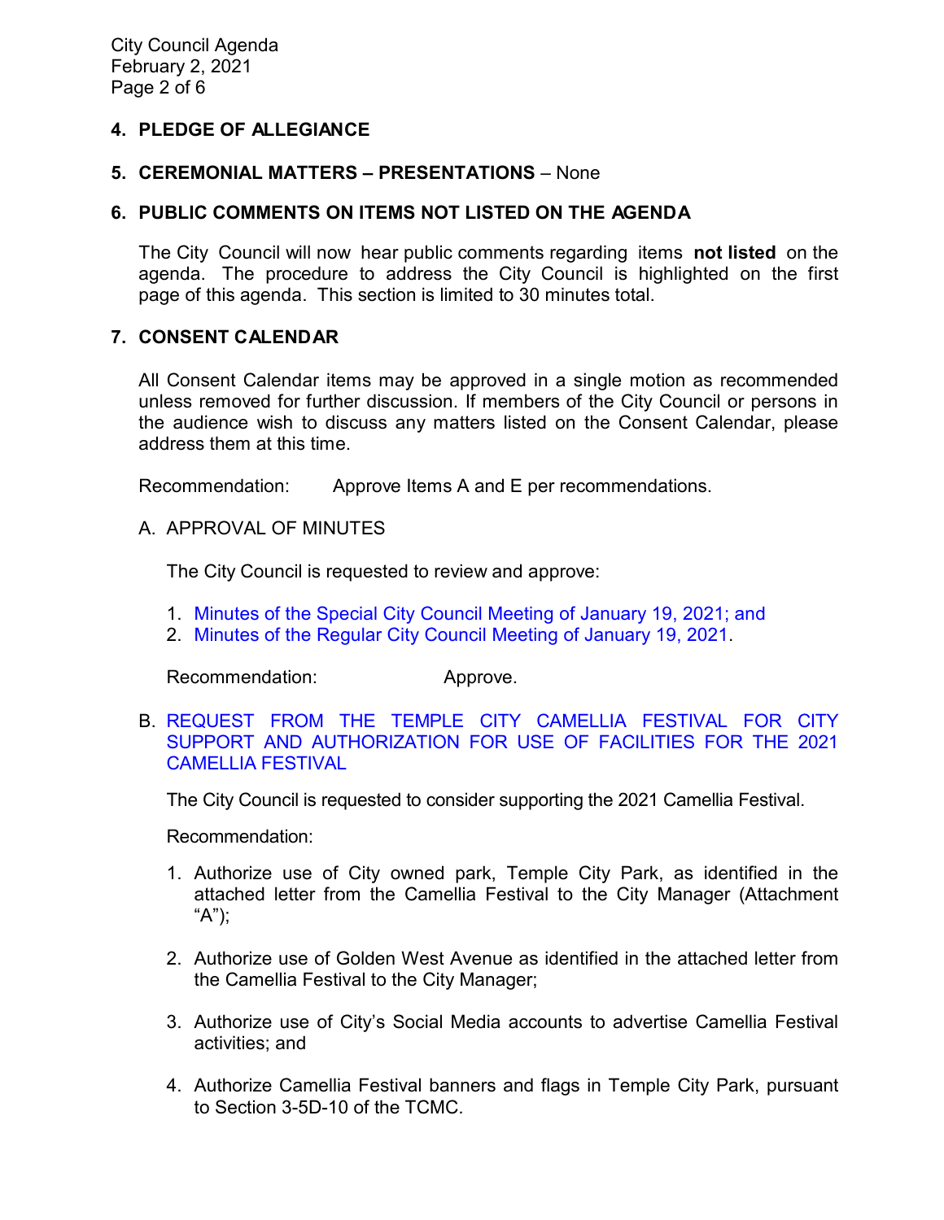## 4. PLEDGE OF ALLEGIANCE

## 5. CEREMONIAL MATTERS – PRESENTATIONS – None

## 6. PUBLIC COMMENTS ON ITEMS NOT LISTED ON THE AGENDA

The City Council will now hear public comments regarding items **not listed** on the agenda. The procedure to address the City Council is highlighted on the first page of this agenda. This section is limited to 30 minutes total.

## 7. CONSENT CALENDAR

All Consent Calendar items may be approved in a single motion as recommended unless removed for further discussion. If members of the City Council or persons in the audience wish to discuss any matters listed on the Consent Calendar, please address them at this time.

Recommendation: Approve Items A and E per recommendations.

A. APPROVAL OF MINUTES

The City Council is requested to review and approve:

1. Minutes of the Special City Council Meeting of January 19, 2021; and
2. Minutes of the Regular City Council Meeting of January 19, 2021.

Recommendation: Approve.

B. REQUEST FROM THE TEMPLE CITY CAMELLIA FESTIVAL FOR CITY SUPPORT AND AUTHORIZATION FOR USE OF FACILITIES FOR THE 2021 CAMELLIA FESTIVAL

The City Council is requested to consider supporting the 2021 Camellia Festival.

Recommendation:

1. Authorize use of City owned park, Temple City Park, as identified in the attached letter from the Camellia Festival to the City Manager (Attachment "A");
2. Authorize use of Golden West Avenue as identified in the attached letter from the Camellia Festival to the City Manager;
3. Authorize use of City's Social Media accounts to advertise Camellia Festival activities; and
4. Authorize Camellia Festival banners and flags in Temple City Park, pursuant to Section 3-5D-10 of the TCMC.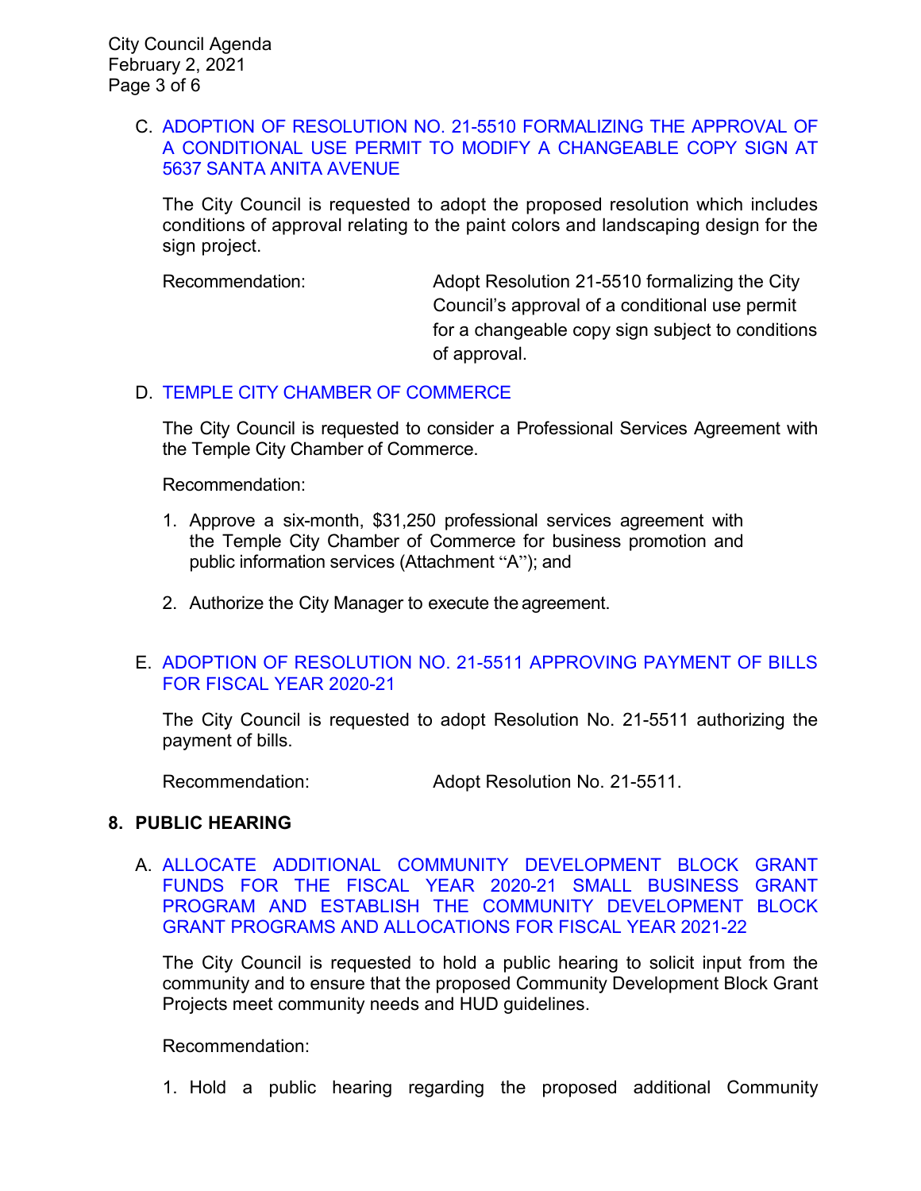C. ADOPTION OF RESOLUTION NO. 21-5510 FORMALIZING THE APPROVAL OF A CONDITIONAL USE PERMIT TO MODIFY A CHANGEABLE COPY SIGN AT 5637 SANTA ANITA AVENUE

The City Council is requested to adopt the proposed resolution which includes conditions of approval relating to the paint colors and landscaping design for the sign project.

Recommendation: Adopt Resolution 21-5510 formalizing the City Council's approval of a conditional use permit for a changeable copy sign subject to conditions of approval.

D. TEMPLE CITY CHAMBER OF COMMERCE

The City Council is requested to consider a Professional Services Agreement with the Temple City Chamber of Commerce.

Recommendation:

1. Approve a six-month, $31,250 professional services agreement with the Temple City Chamber of Commerce for business promotion and public information services (Attachment "A"); and

2. Authorize the City Manager to execute the agreement.

E. ADOPTION OF RESOLUTION NO. 21-5511 APPROVING PAYMENT OF BILLS FOR FISCAL YEAR 2020-21

The City Council is requested to adopt Resolution No. 21-5511 authorizing the payment of bills.

Recommendation: Adopt Resolution No. 21-5511.

## 8. PUBLIC HEARING

A. ALLOCATE ADDITIONAL COMMUNITY DEVELOPMENT BLOCK GRANT FUNDS FOR THE FISCAL YEAR 2020-21 SMALL BUSINESS GRANT PROGRAM AND ESTABLISH THE COMMUNITY DEVELOPMENT BLOCK GRANT PROGRAMS AND ALLOCATIONS FOR FISCAL YEAR 2021-22

The City Council is requested to hold a public hearing to solicit input from the community and to ensure that the proposed Community Development Block Grant Projects meet community needs and HUD guidelines.

Recommendation:

1. Hold a public hearing regarding the proposed additional Community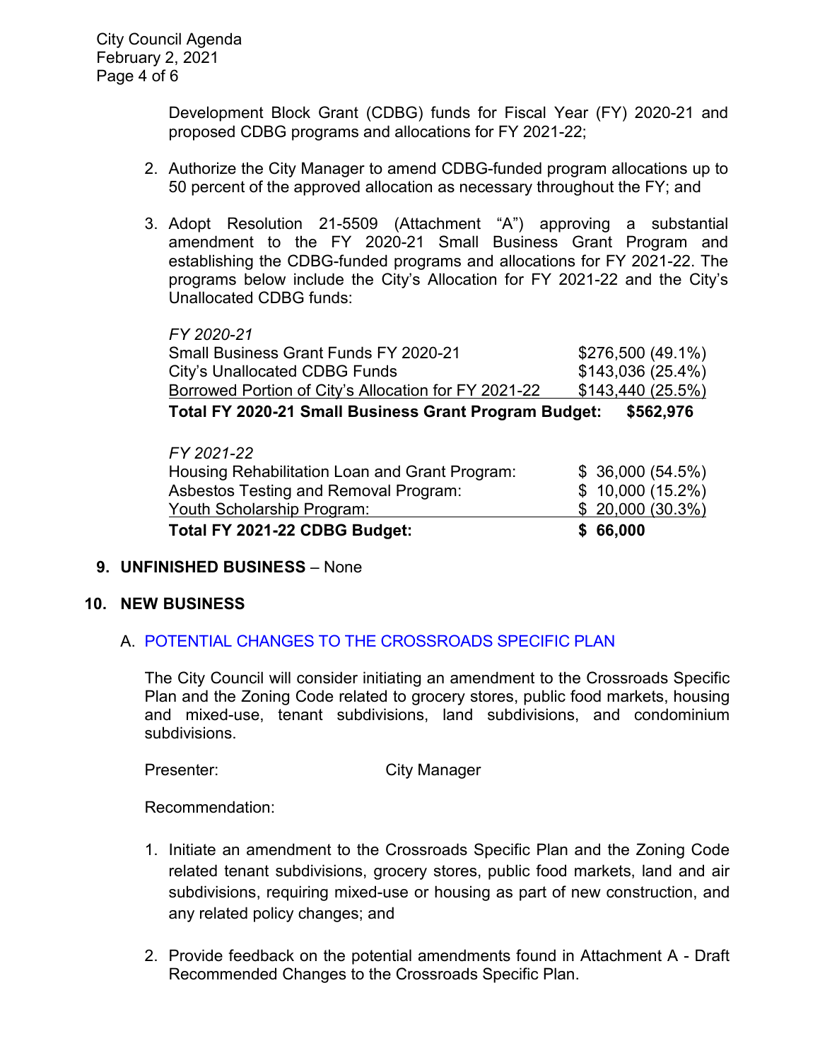Development Block Grant (CDBG) funds for Fiscal Year (FY) 2020-21 and proposed CDBG programs and allocations for FY 2021-22;

2. Authorize the City Manager to amend CDBG-funded program allocations up to 50 percent of the approved allocation as necessary throughout the FY; and

3. Adopt Resolution 21-5509 (Attachment "A") approving a substantial amendment to the FY 2020-21 Small Business Grant Program and establishing the CDBG-funded programs and allocations for FY 2021-22. The programs below include the City's Allocation for FY 2021-22 and the City's Unallocated CDBG funds:

| *FY 2020-21* | |
|---|---|
| Small Business Grant Funds FY 2020-21 | $276,500 (49.1%) |
| City's Unallocated CDBG Funds | $143,036 (25.4%) |
| Borrowed Portion of City's Allocation for FY 2021-22 | $143,440 (25.5%) |
| **Total FY 2020-21 Small Business Grant Program Budget:** | **$562,976** |

| *FY 2021-22* | |
|---|---|
| Housing Rehabilitation Loan and Grant Program: | $ 36,000 (54.5%) |
| Asbestos Testing and Removal Program: | $ 10,000 (15.2%) |
| Youth Scholarship Program: | $ 20,000 (30.3%) |
| **Total FY 2021-22 CDBG Budget:** | **$ 66,000** |

## 9. UNFINISHED BUSINESS – None

## 10. NEW BUSINESS

### A. POTENTIAL CHANGES TO THE CROSSROADS SPECIFIC PLAN

The City Council will consider initiating an amendment to the Crossroads Specific Plan and the Zoning Code related to grocery stores, public food markets, housing and mixed-use, tenant subdivisions, land subdivisions, and condominium subdivisions.

Presenter: City Manager

Recommendation:

1. Initiate an amendment to the Crossroads Specific Plan and the Zoning Code related tenant subdivisions, grocery stores, public food markets, land and air subdivisions, requiring mixed-use or housing as part of new construction, and any related policy changes; and

2. Provide feedback on the potential amendments found in Attachment A - Draft Recommended Changes to the Crossroads Specific Plan.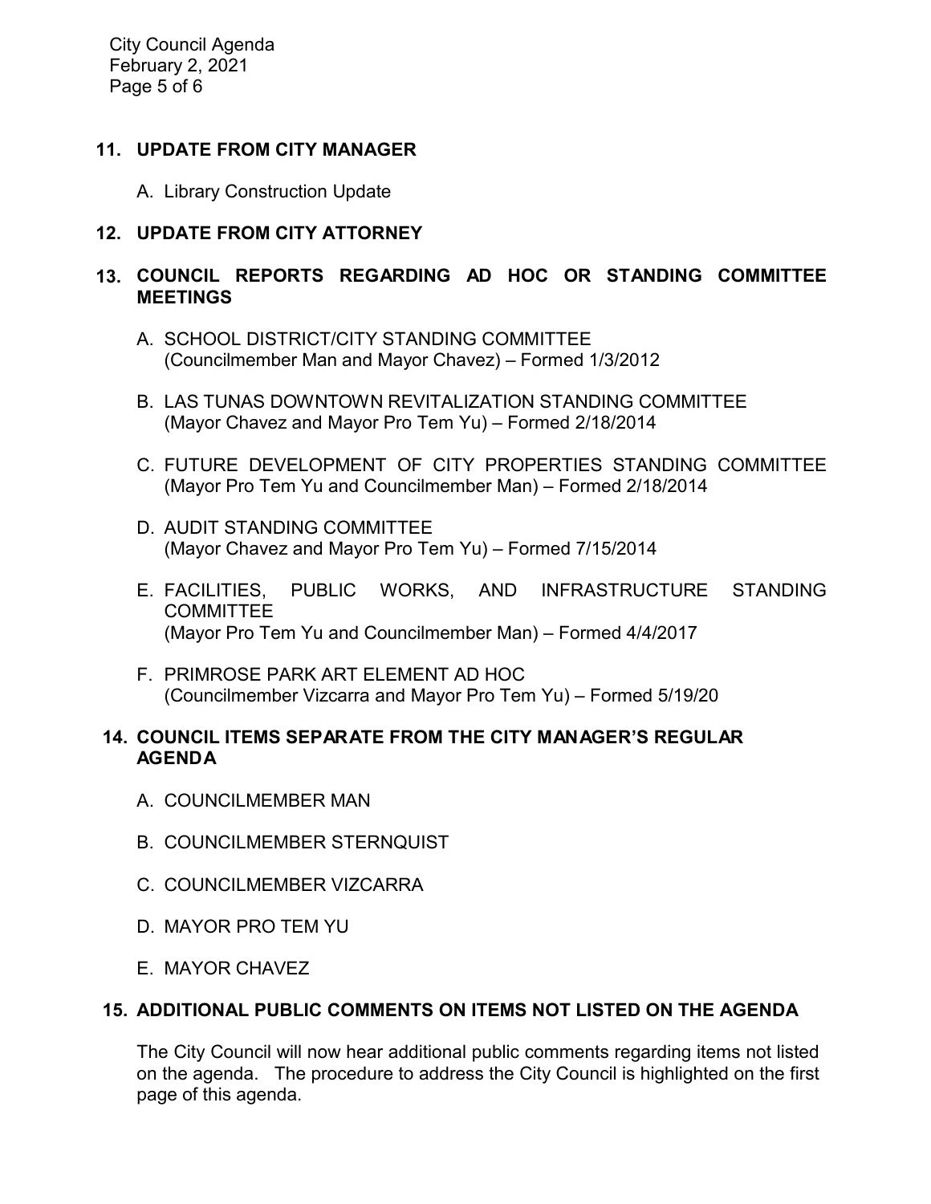## 11. UPDATE FROM CITY MANAGER

A. Library Construction Update

## 12. UPDATE FROM CITY ATTORNEY

## 13. COUNCIL REPORTS REGARDING AD HOC OR STANDING COMMITTEE MEETINGS

A. SCHOOL DISTRICT/CITY STANDING COMMITTEE
(Councilmember Man and Mayor Chavez) – Formed 1/3/2012

B. LAS TUNAS DOWNTOWN REVITALIZATION STANDING COMMITTEE
(Mayor Chavez and Mayor Pro Tem Yu) – Formed 2/18/2014

C. FUTURE DEVELOPMENT OF CITY PROPERTIES STANDING COMMITTEE
(Mayor Pro Tem Yu and Councilmember Man) – Formed 2/18/2014

D. AUDIT STANDING COMMITTEE
(Mayor Chavez and Mayor Pro Tem Yu) – Formed 7/15/2014

E. FACILITIES, PUBLIC WORKS, AND INFRASTRUCTURE STANDING COMMITTEE
(Mayor Pro Tem Yu and Councilmember Man) – Formed 4/4/2017

F. PRIMROSE PARK ART ELEMENT AD HOC
(Councilmember Vizcarra and Mayor Pro Tem Yu) – Formed 5/19/20

## 14. COUNCIL ITEMS SEPARATE FROM THE CITY MANAGER'S REGULAR AGENDA

A. COUNCILMEMBER MAN

B. COUNCILMEMBER STERNQUIST

C. COUNCILMEMBER VIZCARRA

D. MAYOR PRO TEM YU

E. MAYOR CHAVEZ

## 15. ADDITIONAL PUBLIC COMMENTS ON ITEMS NOT LISTED ON THE AGENDA

The City Council will now hear additional public comments regarding items not listed on the agenda. The procedure to address the City Council is highlighted on the first page of this agenda.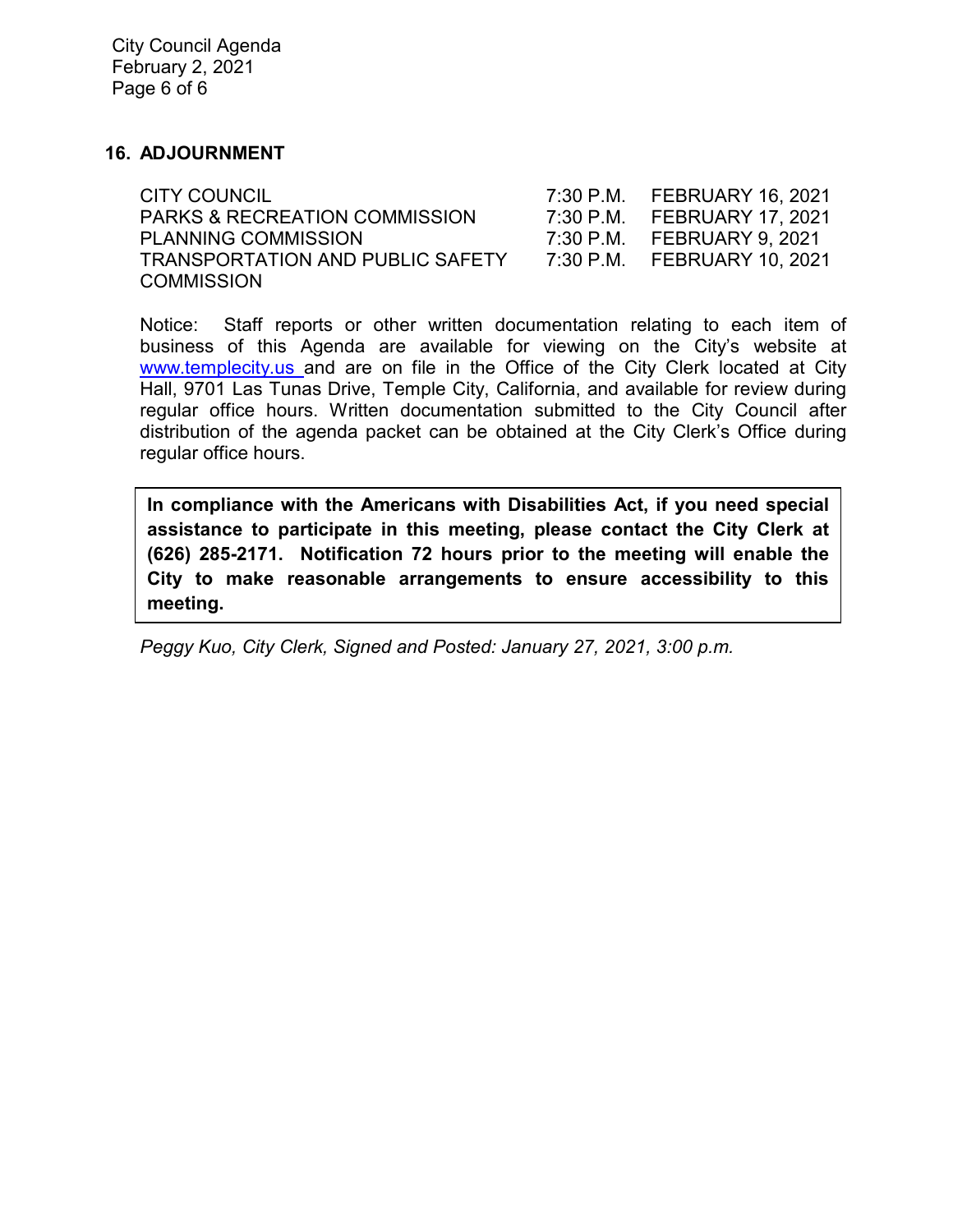## 16. ADJOURNMENT

| | | |
|---|---|---|
| CITY COUNCIL | 7:30 P.M. | FEBRUARY 16, 2021 |
| PARKS & RECREATION COMMISSION | 7:30 P.M. | FEBRUARY 17, 2021 |
| PLANNING COMMISSION | 7:30 P.M. | FEBRUARY 9, 2021 |
| TRANSPORTATION AND PUBLIC SAFETY COMMISSION | 7:30 P.M. | FEBRUARY 10, 2021 |

Notice: Staff reports or other written documentation relating to each item of business of this Agenda are available for viewing on the City's website at www.templecity.us and are on file in the Office of the City Clerk located at City Hall, 9701 Las Tunas Drive, Temple City, California, and available for review during regular office hours. Written documentation submitted to the City Council after distribution of the agenda packet can be obtained at the City Clerk's Office during regular office hours.

**In compliance with the Americans with Disabilities Act, if you need special assistance to participate in this meeting, please contact the City Clerk at (626) 285-2171. Notification 72 hours prior to the meeting will enable the City to make reasonable arrangements to ensure accessibility to this meeting.**

*Peggy Kuo, City Clerk, Signed and Posted: January 27, 2021, 3:00 p.m.*